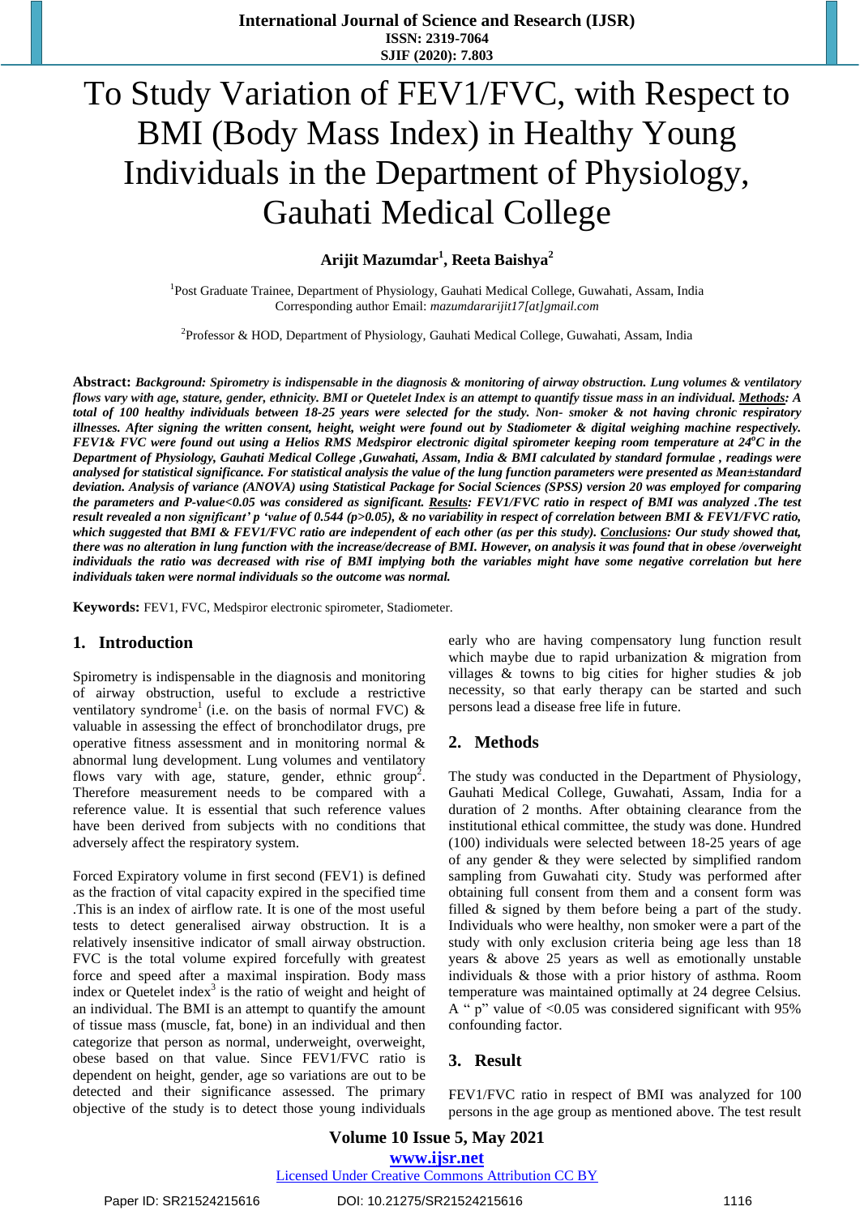# To Study Variation of FEV1/FVC, with Respect to BMI (Body Mass Index) in Healthy Young Individuals in the Department of Physiology, Gauhati Medical College

**Arijit Mazumdar[1], Reeta Baishya[2]**

[1]Post Graduate Trainee, Department of Physiology, Gauhati Medical College, Guwahati, Assam, India
Corresponding author Email: *mazumdararijit17[at]gmail.com*

[2]Professor & HOD, Department of Physiology, Gauhati Medical College, Guwahati, Assam, India

**Abstract:** ***Background:** Spirometry is indispensable in the diagnosis & monitoring of airway obstruction. Lung volumes & ventilatory flows vary with age, stature, gender, ethnicity. BMI or Quetelet Index is an attempt to quantify tissue mass in an individual. **Methods:** A total of 100 healthy individuals between 18-25 years were selected for the study. Non- smoker & not having chronic respiratory illnesses. After signing the written consent, height, weight were found out by Stadiometer & digital weighing machine respectively. FEV1& FVC were found out using a Helios RMS Medspiror electronic digital spirometer keeping room temperature at 24°C in the Department of Physiology, Gauhati Medical College ,Guwahati, Assam, India & BMI calculated by standard formulae , readings were analysed for statistical significance. For statistical analysis the value of the lung function parameters were presented as Mean±standard deviation. Analysis of variance (ANOVA) using Statistical Package for Social Sciences (SPSS) version 20 was employed for comparing the parameters and P-value<0.05 was considered as significant. **Results:** FEV1/FVC ratio in respect of BMI was analyzed .The test result revealed a non significant' p 'value of 0.544 (p>0.05), & no variability in respect of correlation between BMI & FEV1/FVC ratio, which suggested that BMI & FEV1/FVC ratio are independent of each other (as per this study). **Conclusions:** Our study showed that, there was no alteration in lung function with the increase/decrease of BMI. However, on analysis it was found that in obese /overweight individuals the ratio was decreased with rise of BMI implying both the variables might have some negative correlation but here individuals taken were normal individuals so the outcome was normal.*

**Keywords:** FEV1, FVC, Medspiror electronic spirometer, Stadiometer.

## 1. Introduction

Spirometry is indispensable in the diagnosis and monitoring of airway obstruction, useful to exclude a restrictive ventilatory syndrome[1] (i.e. on the basis of normal FVC) & valuable in assessing the effect of bronchodilator drugs, pre operative fitness assessment and in monitoring normal & abnormal lung development. Lung volumes and ventilatory flows vary with age, stature, gender, ethnic group[2]. Therefore measurement needs to be compared with a reference value. It is essential that such reference values have been derived from subjects with no conditions that adversely affect the respiratory system.

Forced Expiratory volume in first second (FEV1) is defined as the fraction of vital capacity expired in the specified time .This is an index of airflow rate. It is one of the most useful tests to detect generalised airway obstruction. It is a relatively insensitive indicator of small airway obstruction. FVC is the total volume expired forcefully with greatest force and speed after a maximal inspiration. Body mass index or Quetelet index[3] is the ratio of weight and height of an individual. The BMI is an attempt to quantify the amount of tissue mass (muscle, fat, bone) in an individual and then categorize that person as normal, underweight, overweight, obese based on that value. Since FEV1/FVC ratio is dependent on height, gender, age so variations are out to be detected and their significance assessed. The primary objective of the study is to detect those young individuals early who are having compensatory lung function result which maybe due to rapid urbanization & migration from villages & towns to big cities for higher studies & job necessity, so that early therapy can be started and such persons lead a disease free life in future.

## 2. Methods

The study was conducted in the Department of Physiology, Gauhati Medical College, Guwahati, Assam, India for a duration of 2 months. After obtaining clearance from the institutional ethical committee, the study was done. Hundred (100) individuals were selected between 18-25 years of age of any gender & they were selected by simplified random sampling from Guwahati city. Study was performed after obtaining full consent from them and a consent form was filled & signed by them before being a part of the study. Individuals who were healthy, non smoker were a part of the study with only exclusion criteria being age less than 18 years & above 25 years as well as emotionally unstable individuals & those with a prior history of asthma. Room temperature was maintained optimally at 24 degree Celsius. A " p" value of <0.05 was considered significant with 95% confounding factor.

## 3. Result

FEV1/FVC ratio in respect of BMI was analyzed for 100 persons in the age group as mentioned above. The test result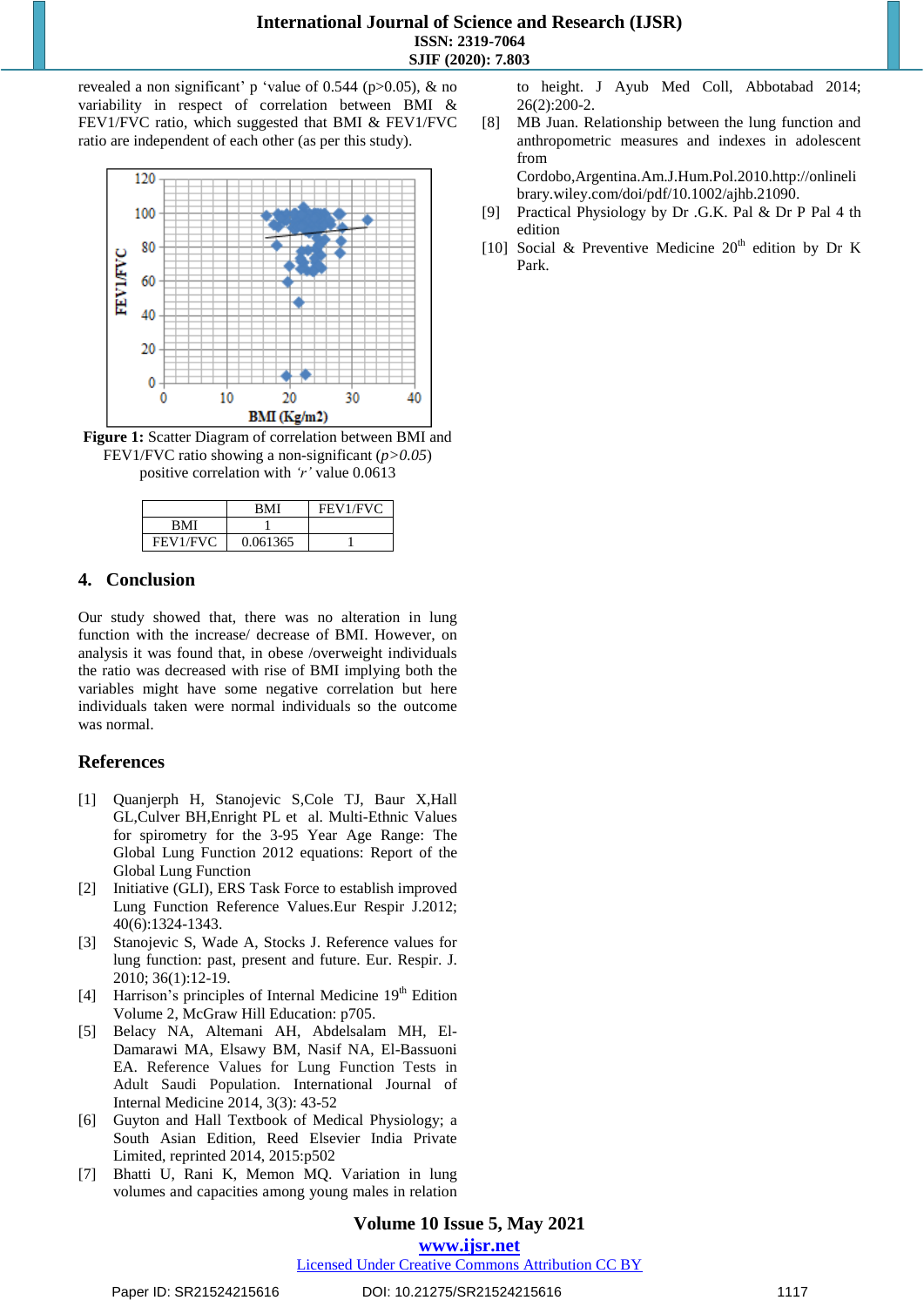revealed a non significant' p 'value of 0.544 (p>0.05), & no variability in respect of correlation between BMI & FEV1/FVC ratio, which suggested that BMI & FEV1/FVC ratio are independent of each other (as per this study).

FEV1/FVC

120
100
80
60
40
20
0

0
10
20
30
40

BMI (Kg/m2)

**Figure 1:** Scatter Diagram of correlation between BMI and FEV1/FVC ratio showing a non-significant (*p>0.05*) positive correlation with *'r'* value 0.0613

| | BMI | FEV1/FVC |
|---|---|---|
| BMI | 1 | |
| FEV1/FVC | 0.061365 | 1 |

## 4. Conclusion

Our study showed that, there was no alteration in lung function with the increase/ decrease of BMI. However, on analysis it was found that, in obese /overweight individuals the ratio was decreased with rise of BMI implying both the variables might have some negative correlation but here individuals taken were normal individuals so the outcome was normal.

## References

[1] Quanjerph H, Stanojevic S,Cole TJ, Baur X,Hall GL,Culver BH,Enright PL et al. Multi-Ethnic Values for spirometry for the 3-95 Year Age Range: The Global Lung Function 2012 equations: Report of the Global Lung Function

[2] Initiative (GLI), ERS Task Force to establish improved Lung Function Reference Values.Eur Respir J.2012; 40(6):1324-1343.

[3] Stanojevic S, Wade A, Stocks J. Reference values for lung function: past, present and future. Eur. Respir. J. 2010; 36(1):12-19.

[4] Harrison's principles of Internal Medicine 19th Edition Volume 2, McGraw Hill Education: p705.

[5] Belacy NA, Altemani AH, Abdelsalam MH, El-Damarawi MA, Elsawy BM, Nasif NA, El-Bassuoni EA. Reference Values for Lung Function Tests in Adult Saudi Population. International Journal of Internal Medicine 2014, 3(3): 43-52

[6] Guyton and Hall Textbook of Medical Physiology; a South Asian Edition, Reed Elsevier India Private Limited, reprinted 2014, 2015:p502

[7] Bhatti U, Rani K, Memon MQ. Variation in lung volumes and capacities among young males in relation to height. J Ayub Med Coll, Abbotabad 2014; 26(2):200-2.

[8] MB Juan. Relationship between the lung function and anthropometric measures and indexes in adolescent from Cordobo,Argentina.Am.J.Hum.Pol.2010.http://onlinelibrary.wiley.com/doi/pdf/10.1002/ajhb.21090.

[9] Practical Physiology by Dr .G.K. Pal & Dr P Pal 4 th edition

[10] Social & Preventive Medicine 20th edition by Dr K Park.